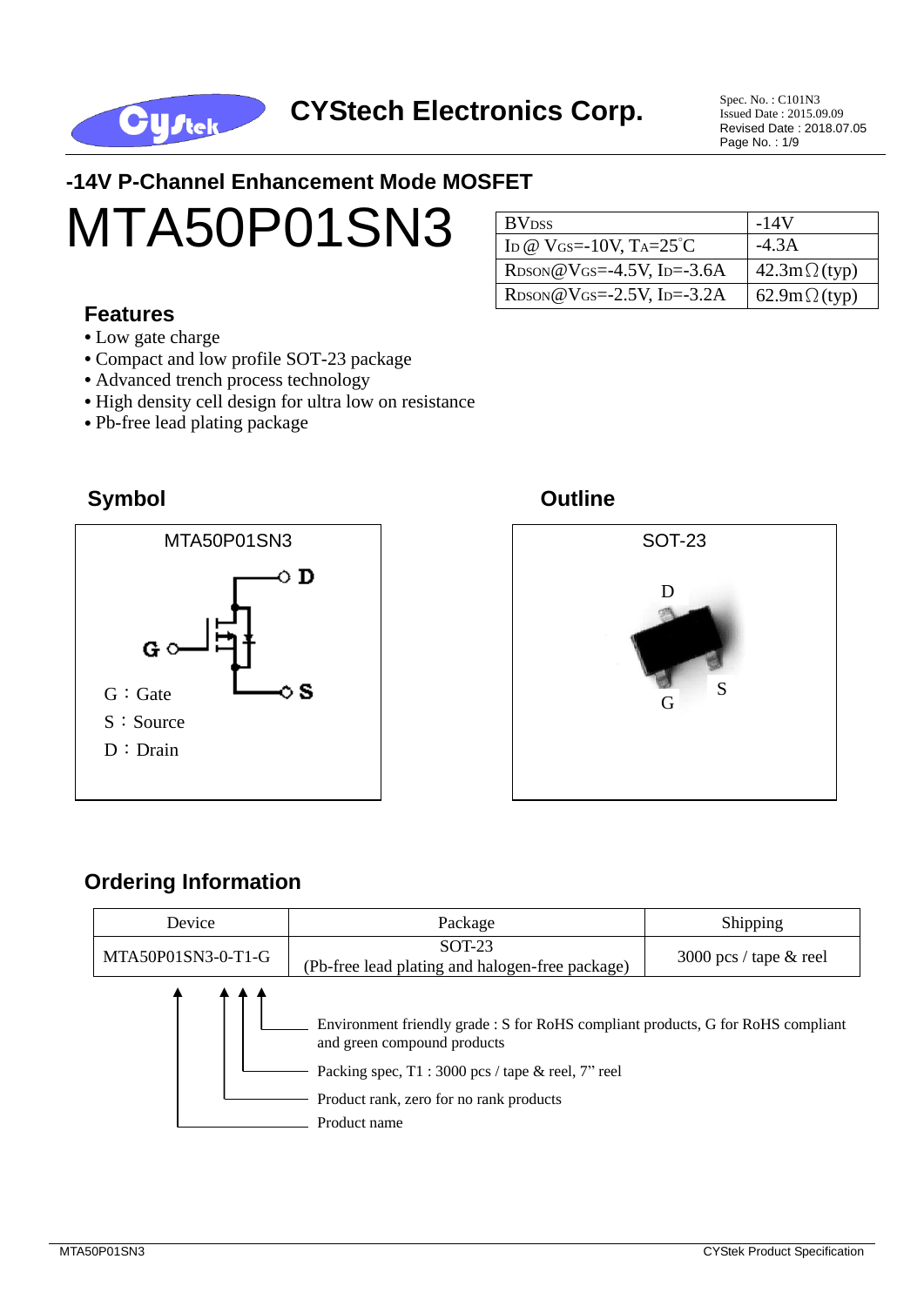CYStech Electronics Corp.

Spec. No. : C101N3
Issued Date : 2015.09.09
Revised Date : 2018.07.05

## -14V P-Channel Enhancement Mode MOSFET

# MTA50P01SN3

| $BV_{DSS}$ | -14V |
|---|---|
| $I_D$ @ $V_{GS}$=-10V, $T_A$=25°C | -4.3A |
| $R_{DSON}$@$V_{GS}$=-4.5V, $I_D$=-3.6A | 42.3mΩ(typ) |
| $R_{DSON}$@$V_{GS}$=-2.5V, $I_D$=-3.2A | 62.9mΩ(typ) |

### Features

- Low gate charge
- Compact and low profile SOT-23 package
- Advanced trench process technology
- High density cell design for ultra low on resistance
- Pb-free lead plating package

### Symbol

MTA50P01SN3

G：Gate
S：Source
D：Drain

### Outline

SOT-23

D
G
S

### Ordering Information

| Device | Package | Shipping |
|---|---|---|
| MTA50P01SN3-0-T1-G | SOT-23<br>(Pb-free lead plating and halogen-free package) | 3000 pcs / tape & reel |

- Environment friendly grade : S for RoHS compliant products, G for RoHS compliant and green compound products
- Packing spec, T1 : 3000 pcs / tape & reel, 7” reel
- Product rank, zero for no rank products
- Product name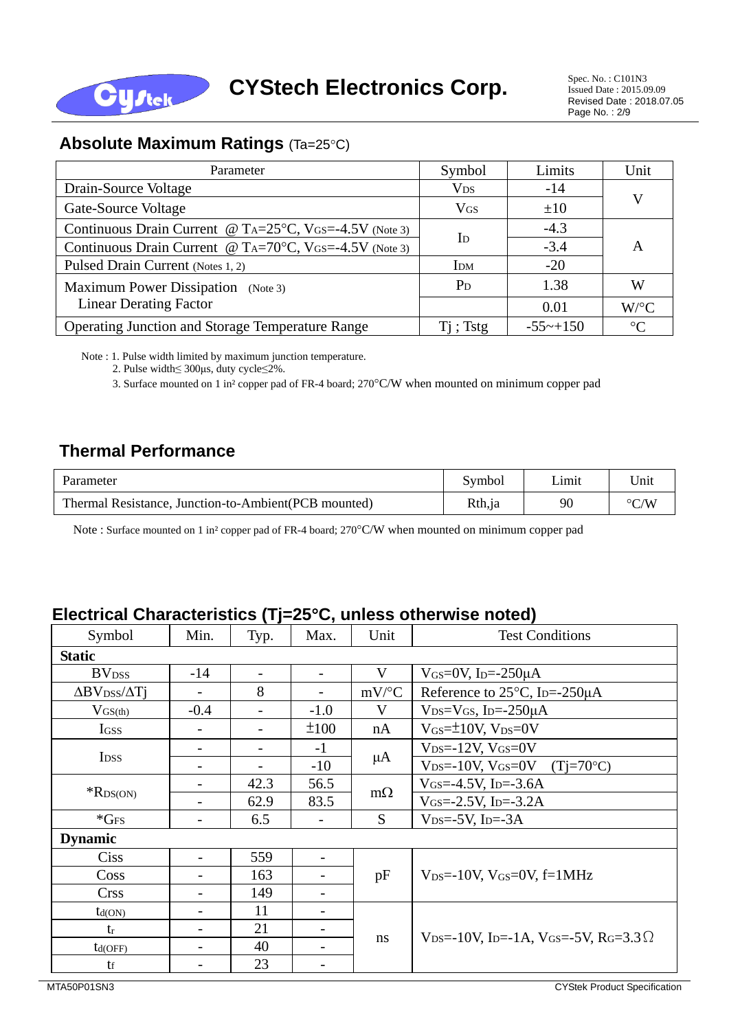## Absolute Maximum Ratings (Ta=25°C)

| Parameter | Symbol | Limits | Unit |
|---|---|---|---|
| Drain-Source Voltage | $V_{DS}$ | -14 | V |
| Gate-Source Voltage | $V_{GS}$ | ±10 | |
| Continuous Drain Current @ $T_A$=25°C, $V_{GS}$=-4.5V (Note 3) | $I_D$ | -4.3 | A |
| Continuous Drain Current @ $T_A$=70°C, $V_{GS}$=-4.5V (Note 3) | | -3.4 | |
| Pulsed Drain Current (Notes 1, 2) | $I_{DM}$ | -20 | |
| Maximum Power Dissipation (Note 3) | $P_D$ | 1.38 | W |
| Linear Derating Factor | | 0.01 | W/°C |
| Operating Junction and Storage Temperature Range | Tj ; Tstg | -55~+150 | °C |

Note : 1. Pulse width limited by maximum junction temperature.
2. Pulse width≤ 300μs, duty cycle≤2%.
3. Surface mounted on 1 in² copper pad of FR-4 board; 270°C/W when mounted on minimum copper pad

## Thermal Performance

| Parameter | Symbol | Limit | Unit |
|---|---|---|---|
| Thermal Resistance, Junction-to-Ambient(PCB mounted) | Rth,ja | 90 | °C/W |

Note : Surface mounted on 1 in² copper pad of FR-4 board; 270°C/W when mounted on minimum copper pad

## Electrical Characteristics (Tj=25°C, unless otherwise noted)

| Symbol | Min. | Typ. | Max. | Unit | Test Conditions |
|---|---|---|---|---|---|
| **Static** | | | | | |
| $BV_{DSS}$ | -14 | - | - | V | $V_{GS}$=0V, $I_D$=-250μA |
| $\Delta BV_{DSS}/\Delta Tj$ | - | 8 | - | mV/°C | Reference to 25°C, $I_D$=-250μA |
| $V_{GS(th)}$ | -0.4 | - | -1.0 | V | $V_{DS}$=$V_{GS}$, $I_D$=-250μA |
| $I_{GSS}$ | - | - | ±100 | nA | $V_{GS}$=±10V, $V_{DS}$=0V |
| $I_{DSS}$ | - | - | -1 | μA | $V_{DS}$=-12V, $V_{GS}$=0V |
| | - | - | -10 | | $V_{DS}$=-10V, $V_{GS}$=0V (Tj=70°C) |
| *$R_{DS(ON)}$ | - | 42.3 | 56.5 | mΩ | $V_{GS}$=-4.5V, $I_D$=-3.6A |
| | - | 62.9 | 83.5 | | $V_{GS}$=-2.5V, $I_D$=-3.2A |
| *$G_{FS}$ | - | 6.5 | - | S | $V_{DS}$=-5V, $I_D$=-3A |
| **Dynamic** | | | | | |
| Ciss | - | 559 | - | pF | $V_{DS}$=-10V, $V_{GS}$=0V, f=1MHz |
| Coss | - | 163 | - | | |
| Crss | - | 149 | - | | |
| $t_{d(ON)}$ | - | 11 | - | ns | $V_{DS}$=-10V, $I_D$=-1A, $V_{GS}$=-5V, $R_G$=3.3Ω |
| $t_r$ | - | 21 | - | | |
| $t_{d(OFF)}$ | - | 40 | - | | |
| $t_f$ | - | 23 | - | | |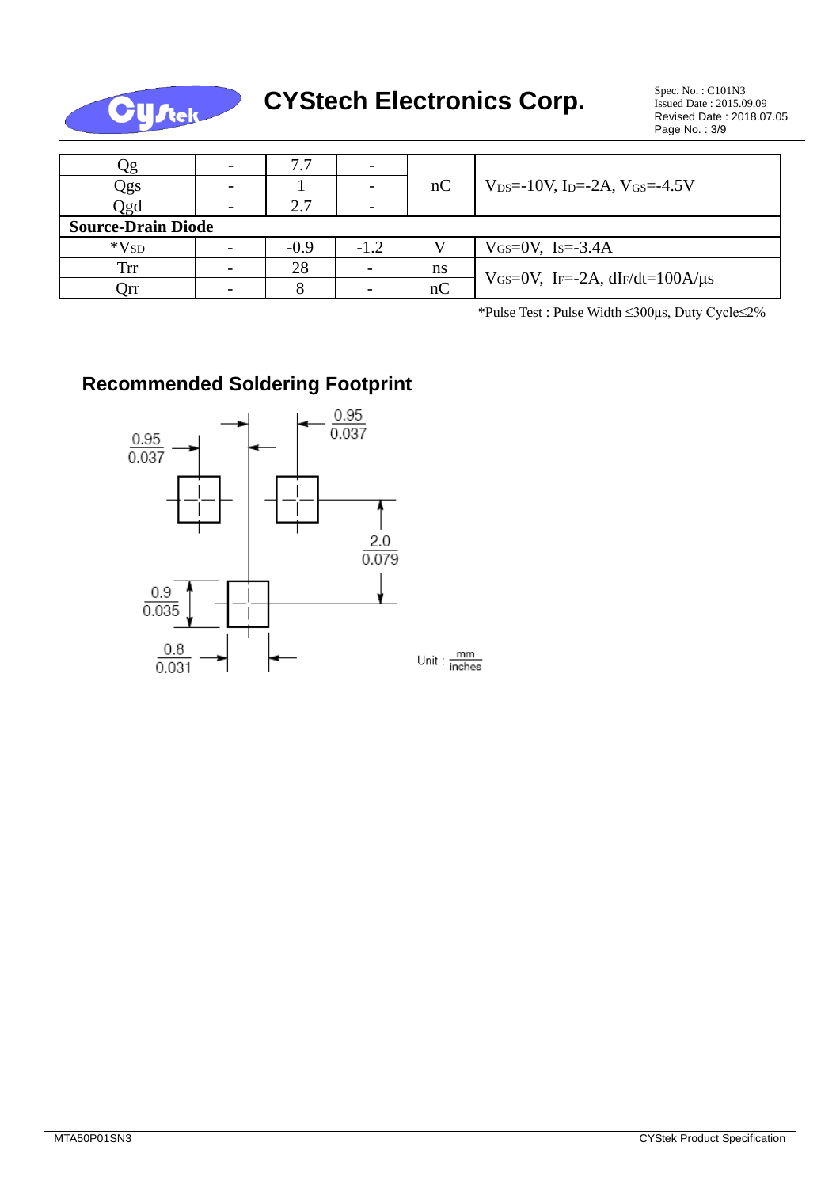| Qg | - | 7.7 | - | nC | $V_{DS}$=-10V, $I_D$=-2A, $V_{GS}$=-4.5V |
|---|---|---|---|---|---|
| Qgs | - | 1 | - | | |
| Qgd | - | 2.7 | - | | |
| **Source-Drain Diode** | | | | | |
| *$V_{SD}$ | - | -0.9 | -1.2 | V | $V_{GS}$=0V, $I_S$=-3.4A |
| Trr | - | 28 | - | ns | $V_{GS}$=0V, $I_F$=-2A, $dI_F/dt$=100A/μs |
| Qrr | - | 8 | - | nC | |

*Pulse Test : Pulse Width ≤300μs, Duty Cycle≤2%

## Recommended Soldering Footprint

0.95 / 0.037

0.95 / 0.037

2.0 / 0.079

0.9 / 0.035

0.8 / 0.031

Unit : mm / inches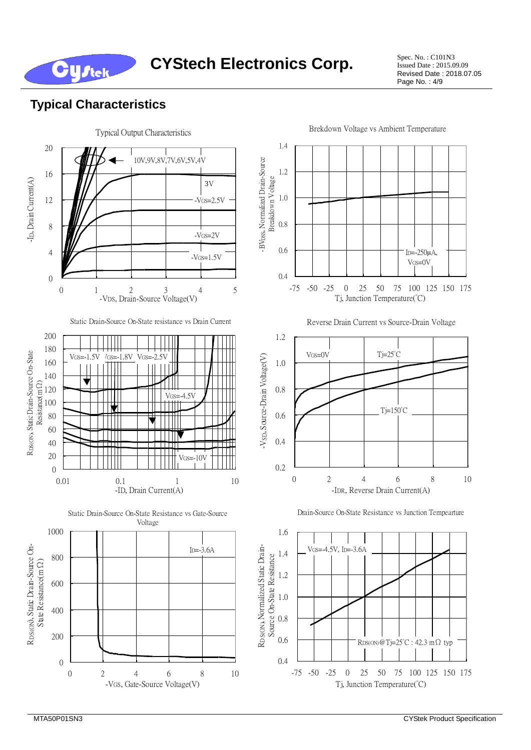## Typical Characteristics

Typical Output Characteristics

10V,9V,8V,7V,6V,5V,4V

3V

$-V_{GS}$=2.5V

$-V_{GS}$=2V

$-V_{GS}$=1.5V

$-I_D$, Drain Current(A)

$-V_{DS}$, Drain-Source Voltage(V)

Brekdown Voltage vs Ambient Temperature

$-BV_{DSS}$, Normalized Drain-Source Breakdown Voltage

$I_D$=-250μA, $V_{GS}$=0V

Tj, Junction Temperature(°C)

Static Drain-Source On-State resistance vs Drain Current

$V_{GS}$=-1.5V $V_{GS}$=-1.8V $V_{GS}$=-2.5V

$V_{GS}$=-4.5V

$V_{GS}$=-10V

$R_{DS(ON)}$, Static Drain-Source On-State Resistance(mΩ)

-ID, Drain Current(A)

Reverse Drain Current vs Source-Drain Voltage

$V_{GS}$=0V

Tj=25°C

Tj=150°C

$-V_{SD}$, Source-Drain Voltage(V)

$-I_{DR}$, Reverse Drain Current(A)

Static Drain-Source On-State Resistance vs Gate-Source Voltage

$I_D$=-3.6A

$R_{DS(ON)}$, Static Drain-Source On-State Resistance(mΩ)

$-V_{GS}$, Gate-Source Voltage(V)

Drain-Source On-State Resistance vs Junction Tempearture

$V_{GS}$=-4.5V, $I_D$=-3.6A

$R_{DS(ON)}$@Tj=25°C : 42.3 mΩ typ

$R_{DS(ON)}$, Normalized Static Drain-Source On-State Resistance

Tj, Junction Temperature(°C)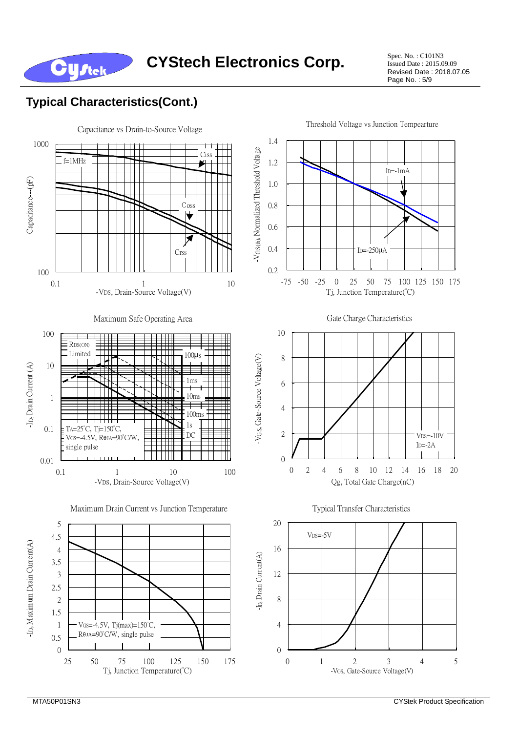## Typical Characteristics(Cont.)

Capacitance vs Drain-to-Source Voltage

f=1MHz

Ciss

Coss

Crss

Capacitance---(pF)

-VDS, Drain-Source Voltage(V)

Threshold Voltage vs Junction Tempearture

ID=-1mA

ID=-250μA

-VGS(th), Normalized Threshold Voltage

Tj, Junction Temperature(°C)

Maximum Safe Operating Area

RDS(ON) Limited

100μs

1ms

10ms

100ms

1s

DC

TA=25°C, Tj=150°C, VGS=-4.5V, RθJA=90°C/W, single pulse

-ID, Drain Current (A)

-VDS, Drain-Source Voltage(V)

Gate Charge Characteristics

VDS=-10V
ID=-2A

-VGS, Gate-Source Voltage(V)

Qg, Total Gate Charge(nC)

Maximum Drain Current vs Junction Temperature

VGS=-4.5V, Tj(max)=150°C, RθJA=90°C/W, single pulse

-ID, Maximum Drain Current(A)

Tj, Junction Temperature(°C)

Typical Transfer Characteristics

VDS=-5V

-ID, Drain Current(A)

-VGS, Gate-Source Voltage(V)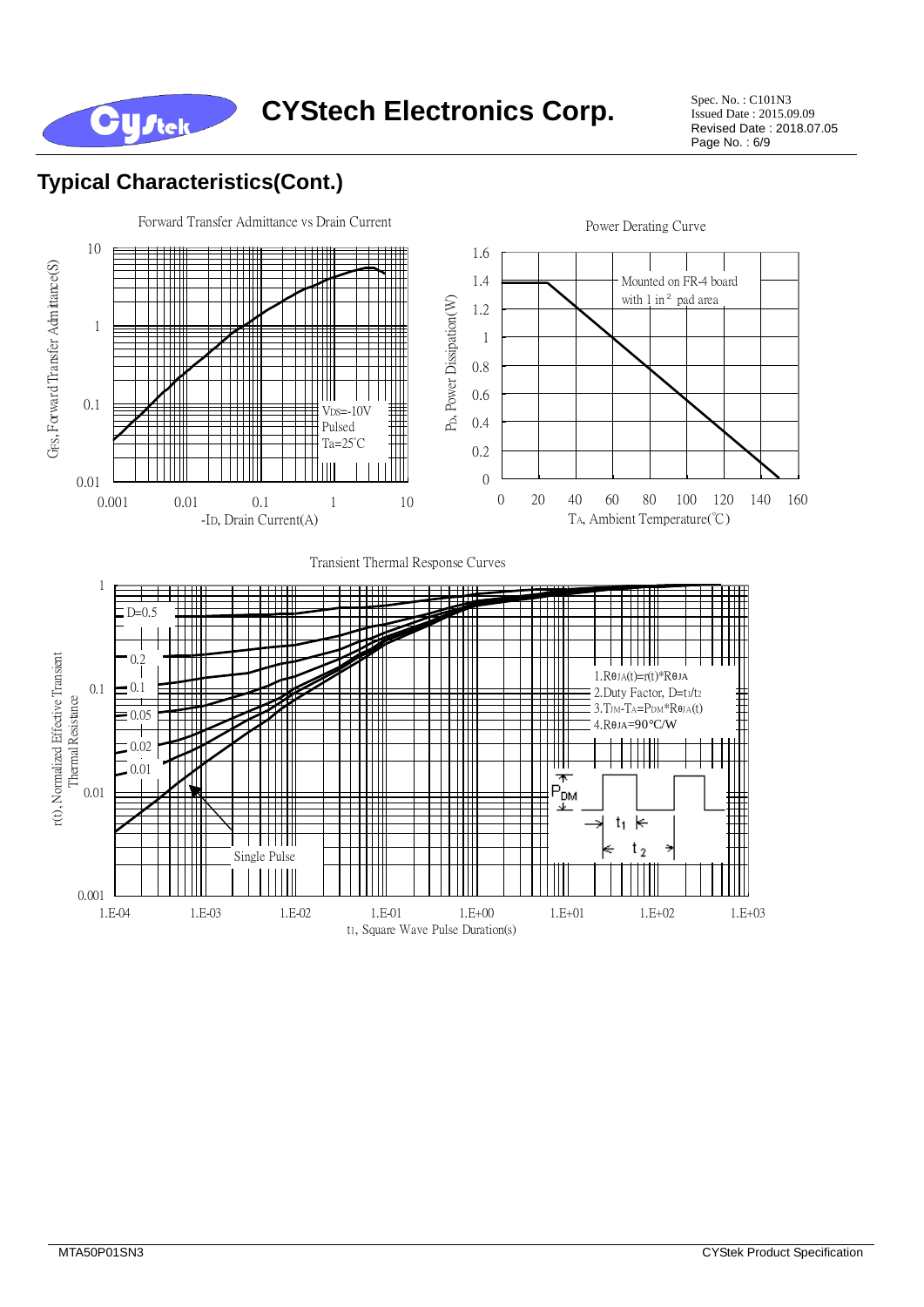## Typical Characteristics(Cont.)

Forward Transfer Admittance vs Drain Current

$G_{FS}$, Forward Transfer Admittance(S)

$-I_D$, Drain Current(A)

$V_{DS}$=-10V
Pulsed
Ta=25°C

Power Derating Curve

$P_D$, Power Dissipation(W)

$T_A$, Ambient Temperature(°C)

Mounted on FR-4 board with 1 in² pad area

Transient Thermal Response Curves

r(t), Normalized Effective Transient Thermal Resistance

$t_1$, Square Wave Pulse Duration(s)

D=0.5, 0.2, 0.1, 0.05, 0.02, 0.01, Single Pulse

1. $R_{\theta JA}(t)=r(t)*R_{\theta JA}$
2. Duty Factor, $D=t_1/t_2$
3. $T_{JM}-T_A=P_{DM}*R_{\theta JA}(t)$
4. $R_{\theta JA}$=90°C/W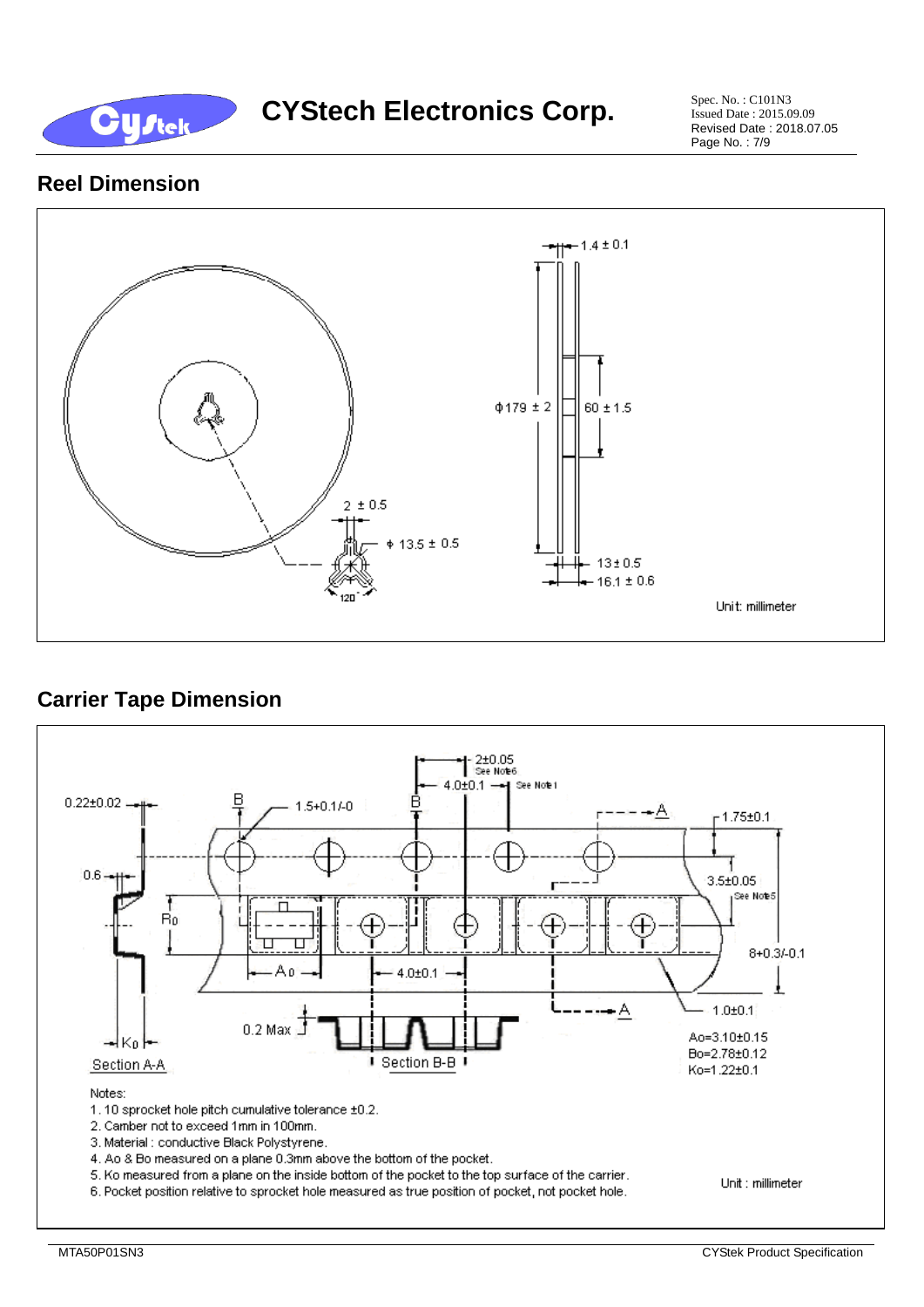## Reel Dimension

Unit: millimeter

## Carrier Tape Dimension

Ao=3.10±0.15
Bo=2.78±0.12
Ko=1.22±0.1

Notes:

1. 10 sprocket hole pitch cumulative tolerance ±0.2.
2. Camber not to exceed 1mm in 100mm.
3. Material : conductive Black Polystyrene.
4. Ao & Bo measured on a plane 0.3mm above the bottom of the pocket.
5. Ko measured from a plane on the inside bottom of the pocket to the top surface of the carrier.
6. Pocket position relative to sprocket hole measured as true position of pocket, not pocket hole.

Unit : millimeter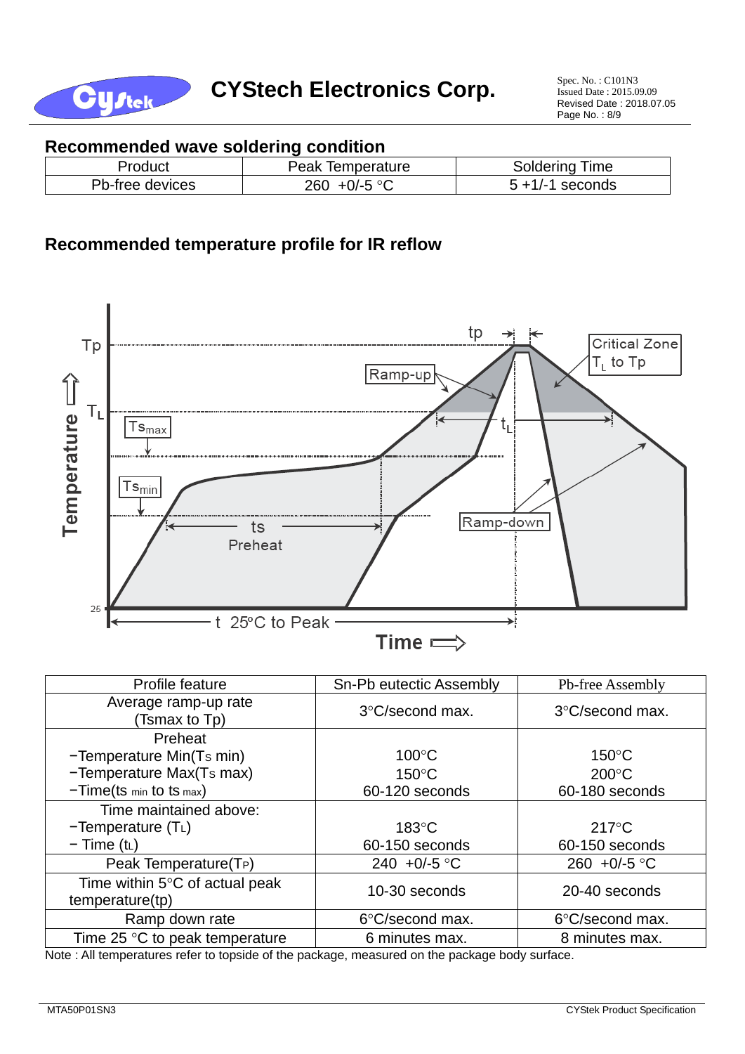## Recommended wave soldering condition

| Product | Peak Temperature | Soldering Time |
|---|---|---|
| Pb-free devices | 260 +0/-5 °C | 5 +1/-1 seconds |

## Recommended temperature profile for IR reflow

| Profile feature | Sn-Pb eutectic Assembly | Pb-free Assembly |
|---|---|---|
| Average ramp-up rate (Tsmax to Tp) | 3°C/second max. | 3°C/second max. |
| Preheat<br>−Temperature Min($T_{S}$ min)<br>−Temperature Max($T_{S}$ max)<br>−Time($ts_{min}$ to $ts_{max}$) | <br>100°C<br>150°C<br>60-120 seconds | <br>150°C<br>200°C<br>60-180 seconds |
| Time maintained above:<br>−Temperature ($T_L$)<br>− Time ($t_L$) | <br>183°C<br>60-150 seconds | <br>217°C<br>60-150 seconds |
| Peak Temperature($T_P$) | 240 +0/-5 °C | 260 +0/-5 °C |
| Time within 5°C of actual peak temperature(tp) | 10-30 seconds | 20-40 seconds |
| Ramp down rate | 6°C/second max. | 6°C/second max. |
| Time 25 °C to peak temperature | 6 minutes max. | 8 minutes max. |

Note : All temperatures refer to topside of the package, measured on the package body surface.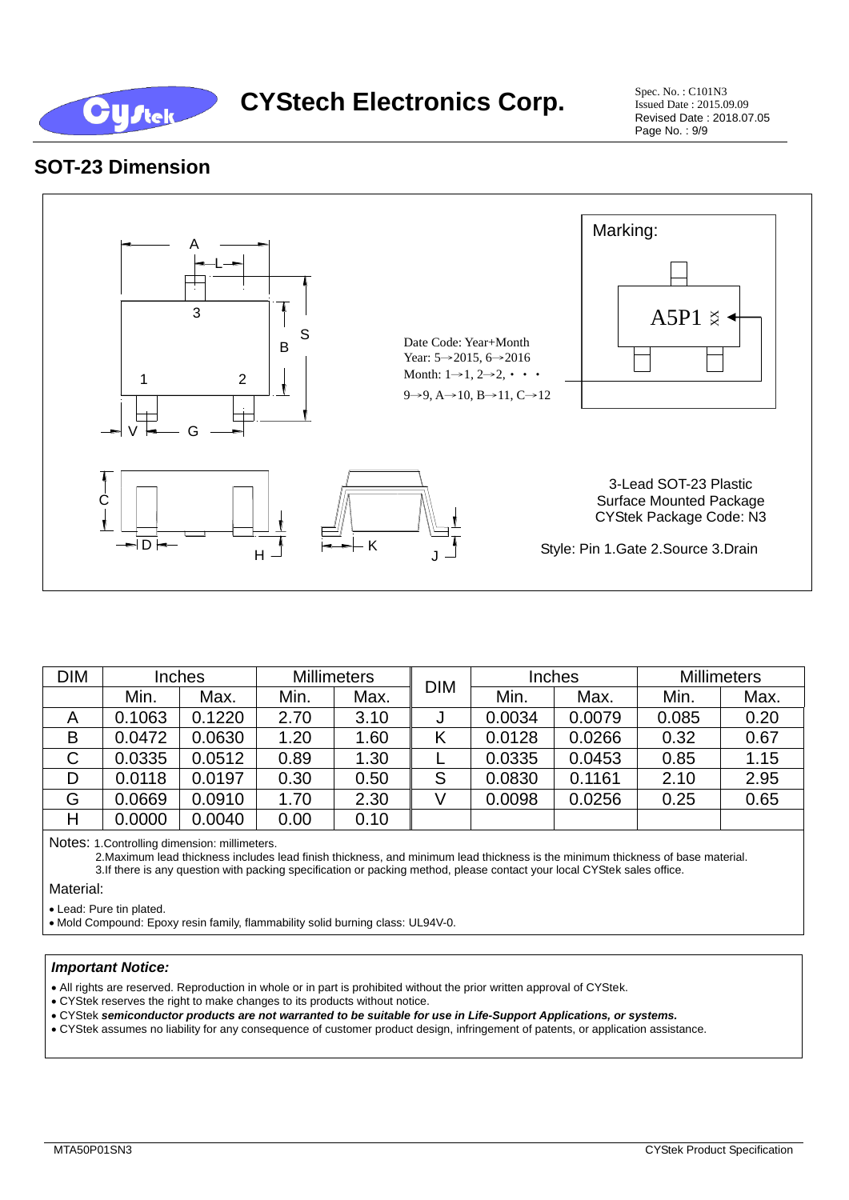## SOT-23 Dimension

Marking:

A5P1 ☓☓

Date Code: Year+Month
Year: 5→2015, 6→2016
Month: 1→1, 2→2, • • •
9→9, A→10, B→11, C→12

3-Lead SOT-23 Plastic
Surface Mounted Package
CYStek Package Code: N3

Style: Pin 1.Gate 2.Source 3.Drain

| DIM | Inches | | Millimeters | | DIM | Inches | | Millimeters | |
|---|---|---|---|---|---|---|---|---|---|
| | Min. | Max. | Min. | Max. | | Min. | Max. | Min. | Max. |
| A | 0.1063 | 0.1220 | 2.70 | 3.10 | J | 0.0034 | 0.0079 | 0.085 | 0.20 |
| B | 0.0472 | 0.0630 | 1.20 | 1.60 | K | 0.0128 | 0.0266 | 0.32 | 0.67 |
| C | 0.0335 | 0.0512 | 0.89 | 1.30 | L | 0.0335 | 0.0453 | 0.85 | 1.15 |
| D | 0.0118 | 0.0197 | 0.30 | 0.50 | S | 0.0830 | 0.1161 | 2.10 | 2.95 |
| G | 0.0669 | 0.0910 | 1.70 | 2.30 | V | 0.0098 | 0.0256 | 0.25 | 0.65 |
| H | 0.0000 | 0.0040 | 0.00 | 0.10 | | | | | |

Notes: 1.Controlling dimension: millimeters.
2.Maximum lead thickness includes lead finish thickness, and minimum lead thickness is the minimum thickness of base material.
3.If there is any question with packing specification or packing method, please contact your local CYStek sales office.

Material:

- Lead: Pure tin plated.
- Mold Compound: Epoxy resin family, flammability solid burning class: UL94V-0.

***Important Notice:***

- All rights are reserved. Reproduction in whole or in part is prohibited without the prior written approval of CYStek.
- CYStek reserves the right to make changes to its products without notice.
- CYStek ***semiconductor products are not warranted to be suitable for use in Life-Support Applications, or systems.***
- CYStek assumes no liability for any consequence of customer product design, infringement of patents, or application assistance.